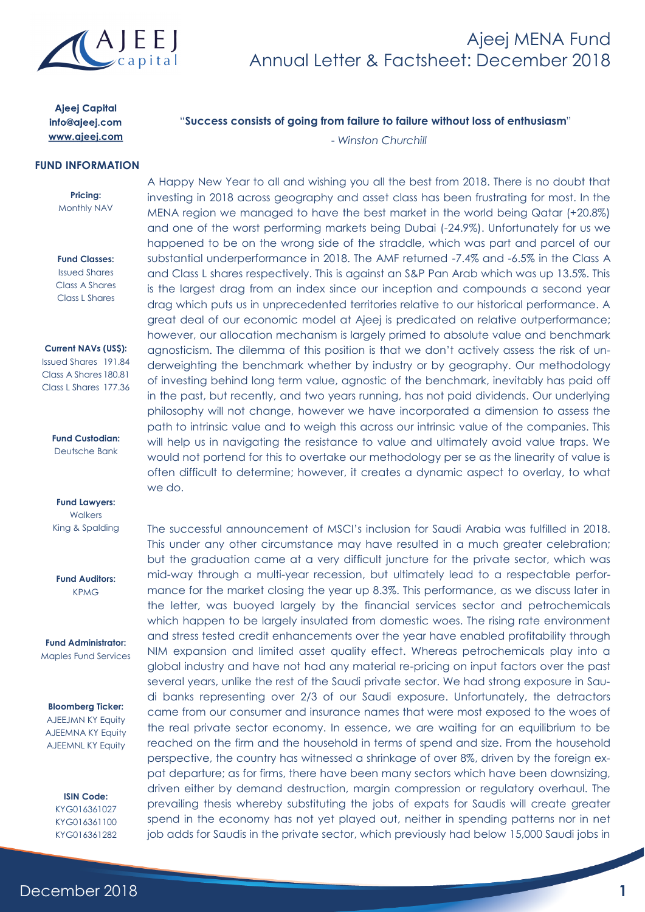# Ajeej MENA Fund
## Annual Letter & Factsheet: December 2018

**Ajeej Capital**
**info@ajeej.com**
**www.ajeej.com**

### FUND INFORMATION

**Pricing:**
Monthly NAV

**Fund Classes:**
Issued Shares
Class A Shares
Class L Shares

**Current NAVs (US$):**
Issued Shares 191.84
Class A Shares 180.81
Class L Shares 177.36

**Fund Custodian:**
Deutsche Bank

**Fund Lawyers:**
Walkers
King & Spalding

**Fund Auditors:**
KPMG

**Fund Administrator:**
Maples Fund Services

**Bloomberg Ticker:**
AJEEJMN KY Equity
AJEEMNA KY Equity
AJEEMNL KY Equity

**ISIN Code:**
KYG016361027
KYG016361100
KYG016361282

"**Success consists of going from failure to failure without loss of enthusiasm**"

*- Winston Churchill*

A Happy New Year to all and wishing you all the best from 2018. There is no doubt that investing in 2018 across geography and asset class has been frustrating for most. In the MENA region we managed to have the best market in the world being Qatar (+20.8%) and one of the worst performing markets being Dubai (-24.9%). Unfortunately for us we happened to be on the wrong side of the straddle, which was part and parcel of our substantial underperformance in 2018. The AMF returned -7.4% and -6.5% in the Class A and Class L shares respectively. This is against an S&P Pan Arab which was up 13.5%. This is the largest drag from an index since our inception and compounds a second year drag which puts us in unprecedented territories relative to our historical performance. A great deal of our economic model at Ajeej is predicated on relative outperformance; however, our allocation mechanism is largely primed to absolute value and benchmark agnosticism. The dilemma of this position is that we don't actively assess the risk of underweighting the benchmark whether by industry or by geography. Our methodology of investing behind long term value, agnostic of the benchmark, inevitably has paid off in the past, but recently, and two years running, has not paid dividends. Our underlying philosophy will not change, however we have incorporated a dimension to assess the path to intrinsic value and to weigh this across our intrinsic value of the companies. This will help us in navigating the resistance to value and ultimately avoid value traps. We would not portend for this to overtake our methodology per se as the linearity of value is often difficult to determine; however, it creates a dynamic aspect to overlay, to what we do.

The successful announcement of MSCI's inclusion for Saudi Arabia was fulfilled in 2018. This under any other circumstance may have resulted in a much greater celebration; but the graduation came at a very difficult juncture for the private sector, which was mid-way through a multi-year recession, but ultimately lead to a respectable performance for the market closing the year up 8.3%. This performance, as we discuss later in the letter, was buoyed largely by the financial services sector and petrochemicals which happen to be largely insulated from domestic woes. The rising rate environment and stress tested credit enhancements over the year have enabled profitability through NIM expansion and limited asset quality effect. Whereas petrochemicals play into a global industry and have not had any material re-pricing on input factors over the past several years, unlike the rest of the Saudi private sector. We had strong exposure in Saudi banks representing over 2/3 of our Saudi exposure. Unfortunately, the detractors came from our consumer and insurance names that were most exposed to the woes of the real private sector economy. In essence, we are waiting for an equilibrium to be reached on the firm and the household in terms of spend and size. From the household perspective, the country has witnessed a shrinkage of over 8%, driven by the foreign expat departure; as for firms, there have been many sectors which have been downsizing, driven either by demand destruction, margin compression or regulatory overhaul. The prevailing thesis whereby substituting the jobs of expats for Saudis will create greater spend in the economy has not yet played out, neither in spending patterns nor in net job adds for Saudis in the private sector, which previously had below 15,000 Saudi jobs in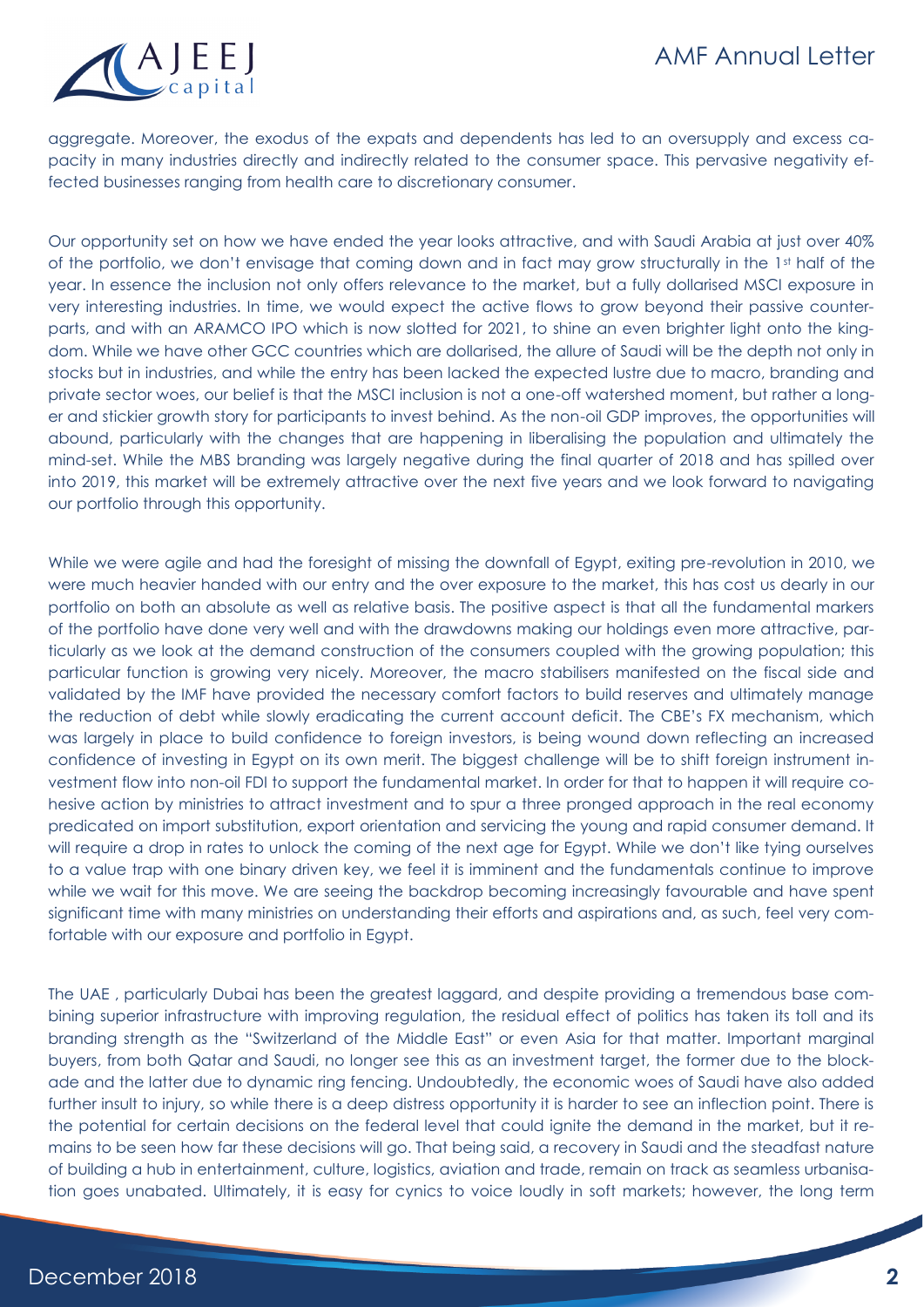aggregate. Moreover, the exodus of the expats and dependents has led to an oversupply and excess capacity in many industries directly and indirectly related to the consumer space. This pervasive negativity effected businesses ranging from health care to discretionary consumer.

Our opportunity set on how we have ended the year looks attractive, and with Saudi Arabia at just over 40% of the portfolio, we don't envisage that coming down and in fact may grow structurally in the 1st half of the year. In essence the inclusion not only offers relevance to the market, but a fully dollarised MSCI exposure in very interesting industries. In time, we would expect the active flows to grow beyond their passive counterparts, and with an ARAMCO IPO which is now slotted for 2021, to shine an even brighter light onto the kingdom. While we have other GCC countries which are dollarised, the allure of Saudi will be the depth not only in stocks but in industries, and while the entry has been lacked the expected lustre due to macro, branding and private sector woes, our belief is that the MSCI inclusion is not a one-off watershed moment, but rather a longer and stickier growth story for participants to invest behind. As the non-oil GDP improves, the opportunities will abound, particularly with the changes that are happening in liberalising the population and ultimately the mind-set. While the MBS branding was largely negative during the final quarter of 2018 and has spilled over into 2019, this market will be extremely attractive over the next five years and we look forward to navigating our portfolio through this opportunity.

While we were agile and had the foresight of missing the downfall of Egypt, exiting pre-revolution in 2010, we were much heavier handed with our entry and the over exposure to the market, this has cost us dearly in our portfolio on both an absolute as well as relative basis. The positive aspect is that all the fundamental markers of the portfolio have done very well and with the drawdowns making our holdings even more attractive, particularly as we look at the demand construction of the consumers coupled with the growing population; this particular function is growing very nicely. Moreover, the macro stabilisers manifested on the fiscal side and validated by the IMF have provided the necessary comfort factors to build reserves and ultimately manage the reduction of debt while slowly eradicating the current account deficit. The CBE's FX mechanism, which was largely in place to build confidence to foreign investors, is being wound down reflecting an increased confidence of investing in Egypt on its own merit. The biggest challenge will be to shift foreign instrument investment flow into non-oil FDI to support the fundamental market. In order for that to happen it will require cohesive action by ministries to attract investment and to spur a three pronged approach in the real economy predicated on import substitution, export orientation and servicing the young and rapid consumer demand. It will require a drop in rates to unlock the coming of the next age for Egypt. While we don't like tying ourselves to a value trap with one binary driven key, we feel it is imminent and the fundamentals continue to improve while we wait for this move. We are seeing the backdrop becoming increasingly favourable and have spent significant time with many ministries on understanding their efforts and aspirations and, as such, feel very comfortable with our exposure and portfolio in Egypt.

The UAE , particularly Dubai has been the greatest laggard, and despite providing a tremendous base combining superior infrastructure with improving regulation, the residual effect of politics has taken its toll and its branding strength as the "Switzerland of the Middle East" or even Asia for that matter. Important marginal buyers, from both Qatar and Saudi, no longer see this as an investment target, the former due to the blockade and the latter due to dynamic ring fencing. Undoubtedly, the economic woes of Saudi have also added further insult to injury, so while there is a deep distress opportunity it is harder to see an inflection point. There is the potential for certain decisions on the federal level that could ignite the demand in the market, but it remains to be seen how far these decisions will go. That being said, a recovery in Saudi and the steadfast nature of building a hub in entertainment, culture, logistics, aviation and trade, remain on track as seamless urbanisation goes unabated. Ultimately, it is easy for cynics to voice loudly in soft markets; however, the long term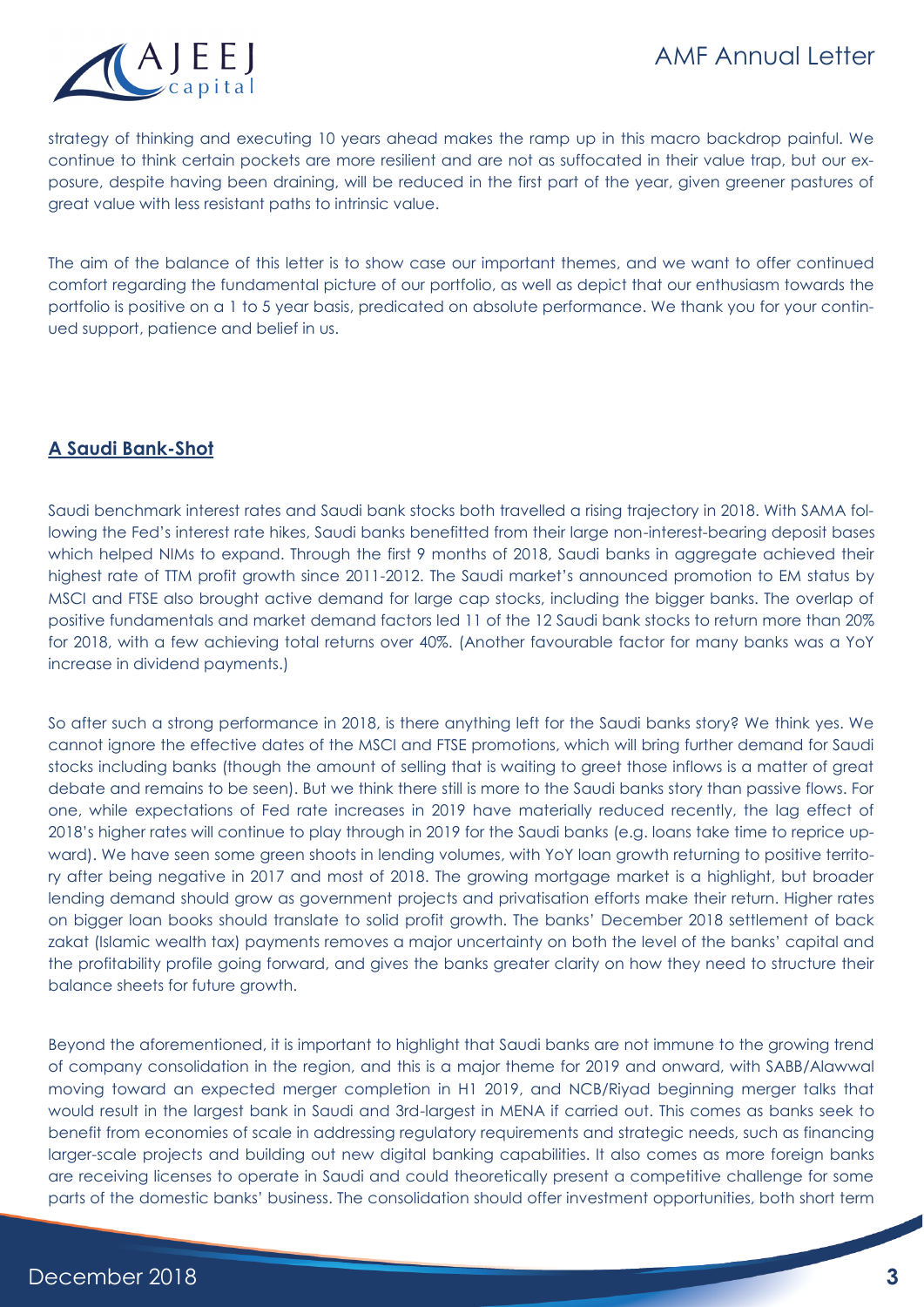strategy of thinking and executing 10 years ahead makes the ramp up in this macro backdrop painful. We continue to think certain pockets are more resilient and are not as suffocated in their value trap, but our exposure, despite having been draining, will be reduced in the first part of the year, given greener pastures of great value with less resistant paths to intrinsic value.

The aim of the balance of this letter is to show case our important themes, and we want to offer continued comfort regarding the fundamental picture of our portfolio, as well as depict that our enthusiasm towards the portfolio is positive on a 1 to 5 year basis, predicated on absolute performance. We thank you for your continued support, patience and belief in us.

## **A Saudi Bank-Shot**

Saudi benchmark interest rates and Saudi bank stocks both travelled a rising trajectory in 2018. With SAMA following the Fed's interest rate hikes, Saudi banks benefitted from their large non-interest-bearing deposit bases which helped NIMs to expand. Through the first 9 months of 2018, Saudi banks in aggregate achieved their highest rate of TTM profit growth since 2011-2012. The Saudi market's announced promotion to EM status by MSCI and FTSE also brought active demand for large cap stocks, including the bigger banks. The overlap of positive fundamentals and market demand factors led 11 of the 12 Saudi bank stocks to return more than 20% for 2018, with a few achieving total returns over 40%. (Another favourable factor for many banks was a YoY increase in dividend payments.)

So after such a strong performance in 2018, is there anything left for the Saudi banks story? We think yes. We cannot ignore the effective dates of the MSCI and FTSE promotions, which will bring further demand for Saudi stocks including banks (though the amount of selling that is waiting to greet those inflows is a matter of great debate and remains to be seen). But we think there still is more to the Saudi banks story than passive flows. For one, while expectations of Fed rate increases in 2019 have materially reduced recently, the lag effect of 2018's higher rates will continue to play through in 2019 for the Saudi banks (e.g. loans take time to reprice upward). We have seen some green shoots in lending volumes, with YoY loan growth returning to positive territory after being negative in 2017 and most of 2018. The growing mortgage market is a highlight, but broader lending demand should grow as government projects and privatisation efforts make their return. Higher rates on bigger loan books should translate to solid profit growth. The banks' December 2018 settlement of back zakat (Islamic wealth tax) payments removes a major uncertainty on both the level of the banks' capital and the profitability profile going forward, and gives the banks greater clarity on how they need to structure their balance sheets for future growth.

Beyond the aforementioned, it is important to highlight that Saudi banks are not immune to the growing trend of company consolidation in the region, and this is a major theme for 2019 and onward, with SABB/Alawwal moving toward an expected merger completion in H1 2019, and NCB/Riyad beginning merger talks that would result in the largest bank in Saudi and 3rd-largest in MENA if carried out. This comes as banks seek to benefit from economies of scale in addressing regulatory requirements and strategic needs, such as financing larger-scale projects and building out new digital banking capabilities. It also comes as more foreign banks are receiving licenses to operate in Saudi and could theoretically present a competitive challenge for some parts of the domestic banks' business. The consolidation should offer investment opportunities, both short term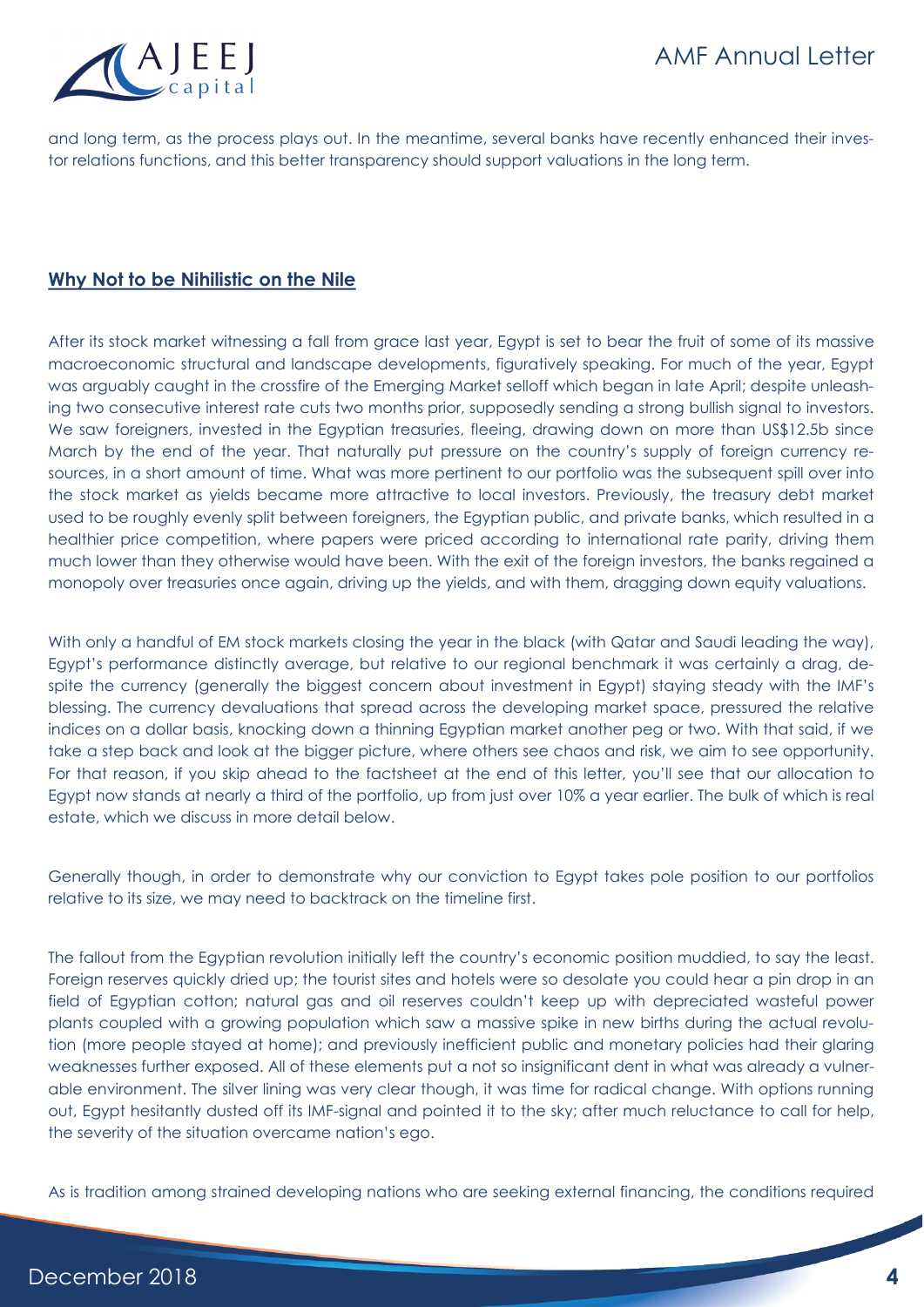and long term, as the process plays out. In the meantime, several banks have recently enhanced their investor relations functions, and this better transparency should support valuations in the long term.

## Why Not to be Nihilistic on the Nile

After its stock market witnessing a fall from grace last year, Egypt is set to bear the fruit of some of its massive macroeconomic structural and landscape developments, figuratively speaking. For much of the year, Egypt was arguably caught in the crossfire of the Emerging Market selloff which began in late April; despite unleashing two consecutive interest rate cuts two months prior, supposedly sending a strong bullish signal to investors. We saw foreigners, invested in the Egyptian treasuries, fleeing, drawing down on more than US$12.5b since March by the end of the year. That naturally put pressure on the country's supply of foreign currency resources, in a short amount of time. What was more pertinent to our portfolio was the subsequent spill over into the stock market as yields became more attractive to local investors. Previously, the treasury debt market used to be roughly evenly split between foreigners, the Egyptian public, and private banks, which resulted in a healthier price competition, where papers were priced according to international rate parity, driving them much lower than they otherwise would have been. With the exit of the foreign investors, the banks regained a monopoly over treasuries once again, driving up the yields, and with them, dragging down equity valuations.

With only a handful of EM stock markets closing the year in the black (with Qatar and Saudi leading the way), Egypt's performance distinctly average, but relative to our regional benchmark it was certainly a drag, despite the currency (generally the biggest concern about investment in Egypt) staying steady with the IMF's blessing. The currency devaluations that spread across the developing market space, pressured the relative indices on a dollar basis, knocking down a thinning Egyptian market another peg or two. With that said, if we take a step back and look at the bigger picture, where others see chaos and risk, we aim to see opportunity. For that reason, if you skip ahead to the factsheet at the end of this letter, you'll see that our allocation to Egypt now stands at nearly a third of the portfolio, up from just over 10% a year earlier. The bulk of which is real estate, which we discuss in more detail below.

Generally though, in order to demonstrate why our conviction to Egypt takes pole position to our portfolios relative to its size, we may need to backtrack on the timeline first.

The fallout from the Egyptian revolution initially left the country's economic position muddied, to say the least. Foreign reserves quickly dried up; the tourist sites and hotels were so desolate you could hear a pin drop in an field of Egyptian cotton; natural gas and oil reserves couldn't keep up with depreciated wasteful power plants coupled with a growing population which saw a massive spike in new births during the actual revolution (more people stayed at home); and previously inefficient public and monetary policies had their glaring weaknesses further exposed. All of these elements put a not so insignificant dent in what was already a vulnerable environment. The silver lining was very clear though, it was time for radical change. With options running out, Egypt hesitantly dusted off its IMF-signal and pointed it to the sky; after much reluctance to call for help, the severity of the situation overcame nation's ego.

As is tradition among strained developing nations who are seeking external financing, the conditions required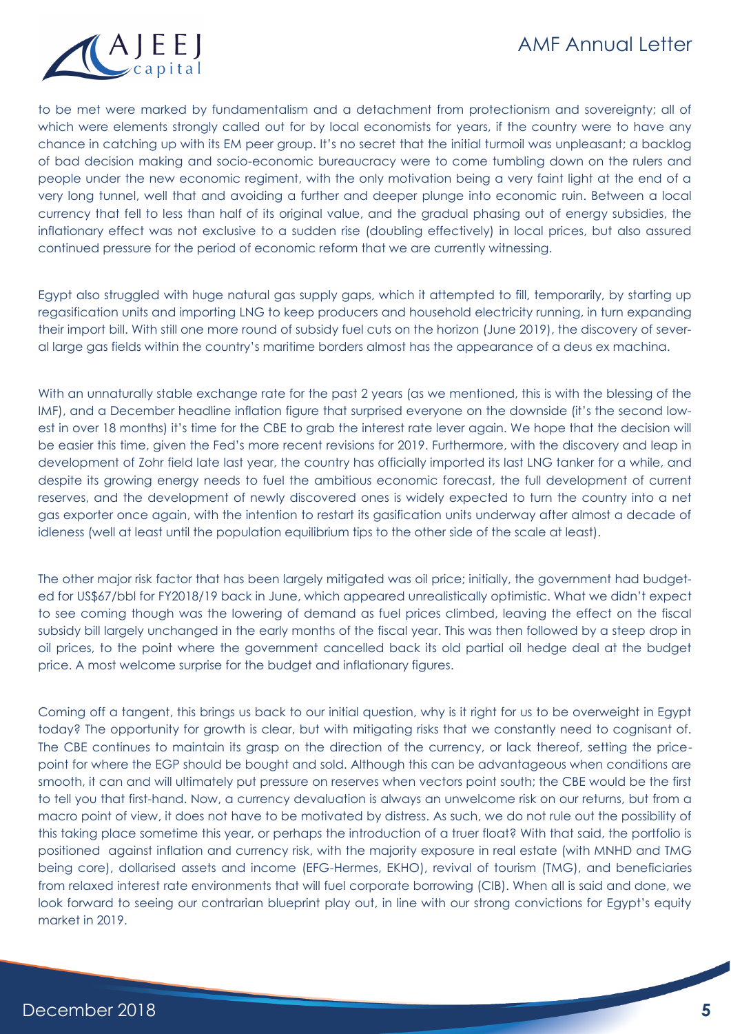to be met were marked by fundamentalism and a detachment from protectionism and sovereignty; all of which were elements strongly called out for by local economists for years, if the country were to have any chance in catching up with its EM peer group. It's no secret that the initial turmoil was unpleasant; a backlog of bad decision making and socio-economic bureaucracy were to come tumbling down on the rulers and people under the new economic regiment, with the only motivation being a very faint light at the end of a very long tunnel, well that and avoiding a further and deeper plunge into economic ruin. Between a local currency that fell to less than half of its original value, and the gradual phasing out of energy subsidies, the inflationary effect was not exclusive to a sudden rise (doubling effectively) in local prices, but also assured continued pressure for the period of economic reform that we are currently witnessing.

Egypt also struggled with huge natural gas supply gaps, which it attempted to fill, temporarily, by starting up regasification units and importing LNG to keep producers and household electricity running, in turn expanding their import bill. With still one more round of subsidy fuel cuts on the horizon (June 2019), the discovery of several large gas fields within the country's maritime borders almost has the appearance of a deus ex machina.

With an unnaturally stable exchange rate for the past 2 years (as we mentioned, this is with the blessing of the IMF), and a December headline inflation figure that surprised everyone on the downside (it's the second lowest in over 18 months) it's time for the CBE to grab the interest rate lever again. We hope that the decision will be easier this time, given the Fed's more recent revisions for 2019. Furthermore, with the discovery and leap in development of Zohr field late last year, the country has officially imported its last LNG tanker for a while, and despite its growing energy needs to fuel the ambitious economic forecast, the full development of current reserves, and the development of newly discovered ones is widely expected to turn the country into a net gas exporter once again, with the intention to restart its gasification units underway after almost a decade of idleness (well at least until the population equilibrium tips to the other side of the scale at least).

The other major risk factor that has been largely mitigated was oil price; initially, the government had budgeted for US$67/bbl for FY2018/19 back in June, which appeared unrealistically optimistic. What we didn't expect to see coming though was the lowering of demand as fuel prices climbed, leaving the effect on the fiscal subsidy bill largely unchanged in the early months of the fiscal year. This was then followed by a steep drop in oil prices, to the point where the government cancelled back its old partial oil hedge deal at the budget price. A most welcome surprise for the budget and inflationary figures.

Coming off a tangent, this brings us back to our initial question, why is it right for us to be overweight in Egypt today? The opportunity for growth is clear, but with mitigating risks that we constantly need to cognisant of. The CBE continues to maintain its grasp on the direction of the currency, or lack thereof, setting the price-point for where the EGP should be bought and sold. Although this can be advantageous when conditions are smooth, it can and will ultimately put pressure on reserves when vectors point south; the CBE would be the first to tell you that first-hand. Now, a currency devaluation is always an unwelcome risk on our returns, but from a macro point of view, it does not have to be motivated by distress. As such, we do not rule out the possibility of this taking place sometime this year, or perhaps the introduction of a truer float? With that said, the portfolio is positioned against inflation and currency risk, with the majority exposure in real estate (with MNHD and TMG being core), dollarised assets and income (EFG-Hermes, EKHO), revival of tourism (TMG), and beneficiaries from relaxed interest rate environments that will fuel corporate borrowing (CIB). When all is said and done, we look forward to seeing our contrarian blueprint play out, in line with our strong convictions for Egypt's equity market in 2019.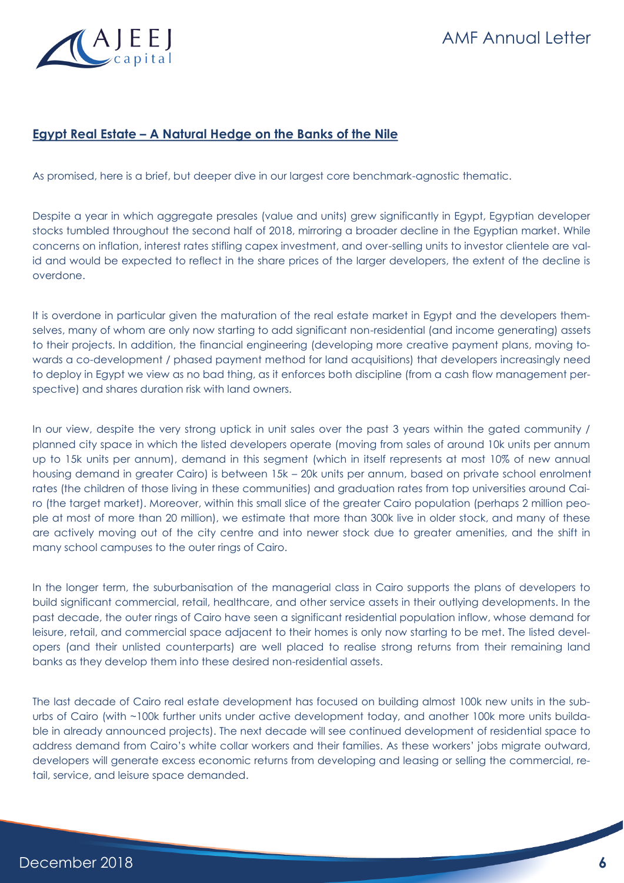## Egypt Real Estate – A Natural Hedge on the Banks of the Nile

As promised, here is a brief, but deeper dive in our largest core benchmark-agnostic thematic.

Despite a year in which aggregate presales (value and units) grew significantly in Egypt, Egyptian developer stocks tumbled throughout the second half of 2018, mirroring a broader decline in the Egyptian market. While concerns on inflation, interest rates stifling capex investment, and over-selling units to investor clientele are valid and would be expected to reflect in the share prices of the larger developers, the extent of the decline is overdone.

It is overdone in particular given the maturation of the real estate market in Egypt and the developers themselves, many of whom are only now starting to add significant non-residential (and income generating) assets to their projects. In addition, the financial engineering (developing more creative payment plans, moving towards a co-development / phased payment method for land acquisitions) that developers increasingly need to deploy in Egypt we view as no bad thing, as it enforces both discipline (from a cash flow management perspective) and shares duration risk with land owners.

In our view, despite the very strong uptick in unit sales over the past 3 years within the gated community / planned city space in which the listed developers operate (moving from sales of around 10k units per annum up to 15k units per annum), demand in this segment (which in itself represents at most 10% of new annual housing demand in greater Cairo) is between 15k – 20k units per annum, based on private school enrolment rates (the children of those living in these communities) and graduation rates from top universities around Cairo (the target market). Moreover, within this small slice of the greater Cairo population (perhaps 2 million people at most of more than 20 million), we estimate that more than 300k live in older stock, and many of these are actively moving out of the city centre and into newer stock due to greater amenities, and the shift in many school campuses to the outer rings of Cairo.

In the longer term, the suburbanisation of the managerial class in Cairo supports the plans of developers to build significant commercial, retail, healthcare, and other service assets in their outlying developments. In the past decade, the outer rings of Cairo have seen a significant residential population inflow, whose demand for leisure, retail, and commercial space adjacent to their homes is only now starting to be met. The listed developers (and their unlisted counterparts) are well placed to realise strong returns from their remaining land banks as they develop them into these desired non-residential assets.

The last decade of Cairo real estate development has focused on building almost 100k new units in the suburbs of Cairo (with ~100k further units under active development today, and another 100k more units buildable in already announced projects). The next decade will see continued development of residential space to address demand from Cairo's white collar workers and their families. As these workers' jobs migrate outward, developers will generate excess economic returns from developing and leasing or selling the commercial, retail, service, and leisure space demanded.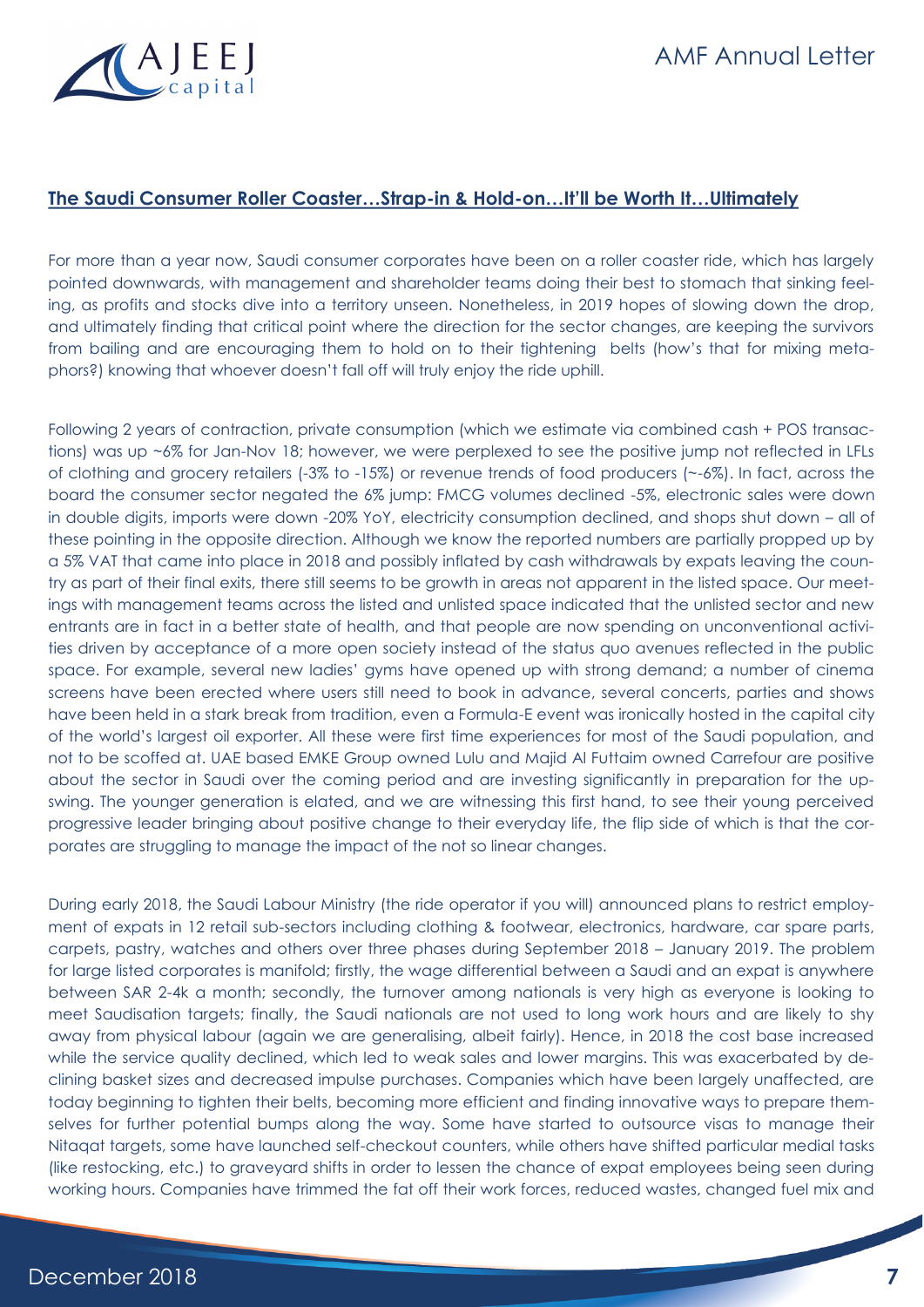**The Saudi Consumer Roller Coaster…Strap-in & Hold-on…It'll be Worth It…Ultimately**

For more than a year now, Saudi consumer corporates have been on a roller coaster ride, which has largely pointed downwards, with management and shareholder teams doing their best to stomach that sinking feeling, as profits and stocks dive into a territory unseen. Nonetheless, in 2019 hopes of slowing down the drop, and ultimately finding that critical point where the direction for the sector changes, are keeping the survivors from bailing and are encouraging them to hold on to their tightening belts (how's that for mixing metaphors?) knowing that whoever doesn't fall off will truly enjoy the ride uphill.

Following 2 years of contraction, private consumption (which we estimate via combined cash + POS transactions) was up ~6% for Jan-Nov 18; however, we were perplexed to see the positive jump not reflected in LFLs of clothing and grocery retailers (-3% to -15%) or revenue trends of food producers (~-6%). In fact, across the board the consumer sector negated the 6% jump: FMCG volumes declined -5%, electronic sales were down in double digits, imports were down -20% YoY, electricity consumption declined, and shops shut down – all of these pointing in the opposite direction. Although we know the reported numbers are partially propped up by a 5% VAT that came into place in 2018 and possibly inflated by cash withdrawals by expats leaving the country as part of their final exits, there still seems to be growth in areas not apparent in the listed space. Our meetings with management teams across the listed and unlisted space indicated that the unlisted sector and new entrants are in fact in a better state of health, and that people are now spending on unconventional activities driven by acceptance of a more open society instead of the status quo avenues reflected in the public space. For example, several new ladies' gyms have opened up with strong demand; a number of cinema screens have been erected where users still need to book in advance, several concerts, parties and shows have been held in a stark break from tradition, even a Formula-E event was ironically hosted in the capital city of the world's largest oil exporter. All these were first time experiences for most of the Saudi population, and not to be scoffed at. UAE based EMKE Group owned Lulu and Majid Al Futtaim owned Carrefour are positive about the sector in Saudi over the coming period and are investing significantly in preparation for the upswing. The younger generation is elated, and we are witnessing this first hand, to see their young perceived progressive leader bringing about positive change to their everyday life, the flip side of which is that the corporates are struggling to manage the impact of the not so linear changes.

During early 2018, the Saudi Labour Ministry (the ride operator if you will) announced plans to restrict employment of expats in 12 retail sub-sectors including clothing & footwear, electronics, hardware, car spare parts, carpets, pastry, watches and others over three phases during September 2018 – January 2019. The problem for large listed corporates is manifold; firstly, the wage differential between a Saudi and an expat is anywhere between SAR 2-4k a month; secondly, the turnover among nationals is very high as everyone is looking to meet Saudisation targets; finally, the Saudi nationals are not used to long work hours and are likely to shy away from physical labour (again we are generalising, albeit fairly). Hence, in 2018 the cost base increased while the service quality declined, which led to weak sales and lower margins. This was exacerbated by declining basket sizes and decreased impulse purchases. Companies which have been largely unaffected, are today beginning to tighten their belts, becoming more efficient and finding innovative ways to prepare themselves for further potential bumps along the way. Some have started to outsource visas to manage their Nitaqat targets, some have launched self-checkout counters, while others have shifted particular medial tasks (like restocking, etc.) to graveyard shifts in order to lessen the chance of expat employees being seen during working hours. Companies have trimmed the fat off their work forces, reduced wastes, changed fuel mix and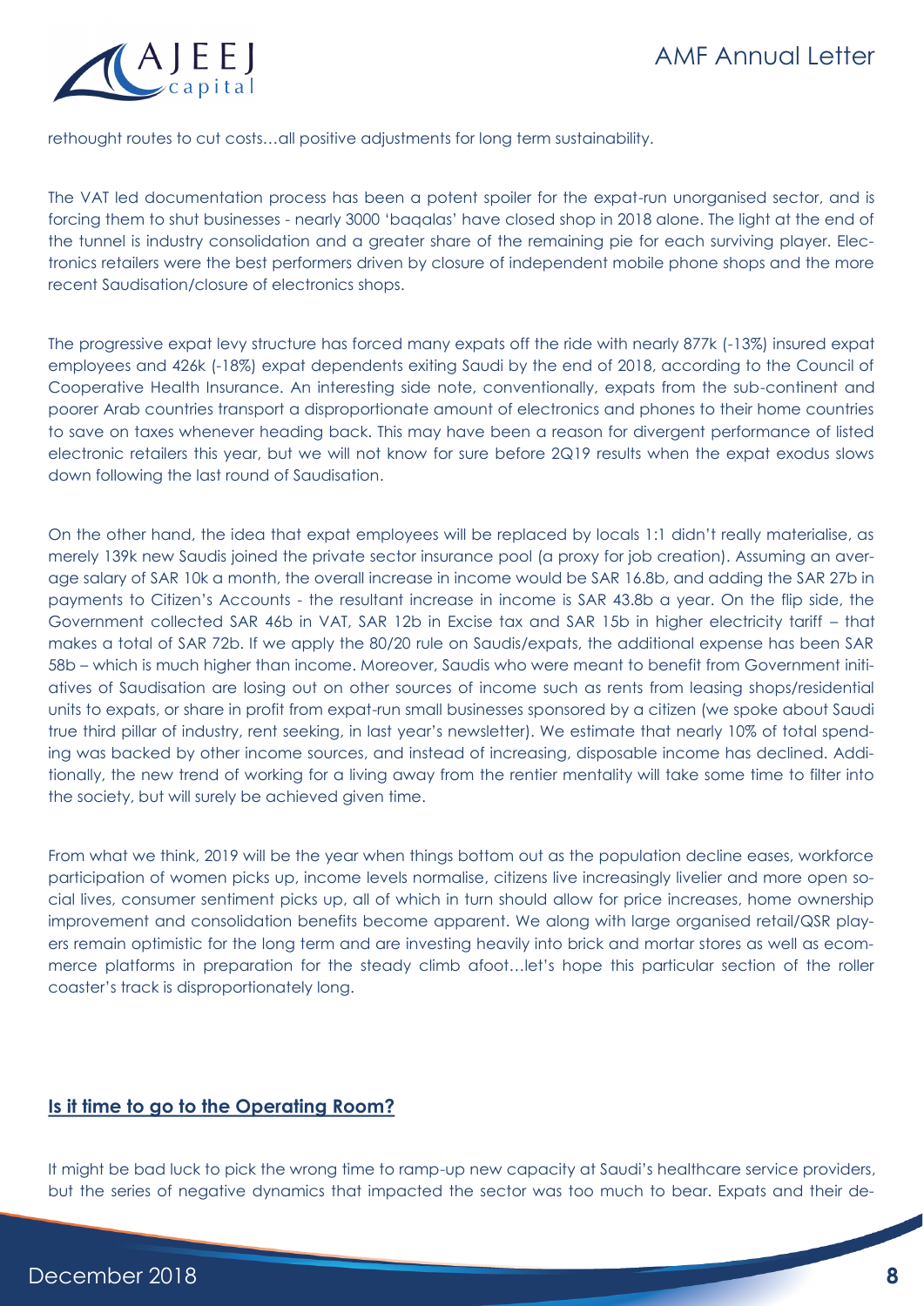rethought routes to cut costs…all positive adjustments for long term sustainability.

The VAT led documentation process has been a potent spoiler for the expat-run unorganised sector, and is forcing them to shut businesses - nearly 3000 'baqalas' have closed shop in 2018 alone. The light at the end of the tunnel is industry consolidation and a greater share of the remaining pie for each surviving player. Electronics retailers were the best performers driven by closure of independent mobile phone shops and the more recent Saudisation/closure of electronics shops.

The progressive expat levy structure has forced many expats off the ride with nearly 877k (-13%) insured expat employees and 426k (-18%) expat dependents exiting Saudi by the end of 2018, according to the Council of Cooperative Health Insurance. An interesting side note, conventionally, expats from the sub-continent and poorer Arab countries transport a disproportionate amount of electronics and phones to their home countries to save on taxes whenever heading back. This may have been a reason for divergent performance of listed electronic retailers this year, but we will not know for sure before 2Q19 results when the expat exodus slows down following the last round of Saudisation.

On the other hand, the idea that expat employees will be replaced by locals 1:1 didn't really materialise, as merely 139k new Saudis joined the private sector insurance pool (a proxy for job creation). Assuming an average salary of SAR 10k a month, the overall increase in income would be SAR 16.8b, and adding the SAR 27b in payments to Citizen's Accounts - the resultant increase in income is SAR 43.8b a year. On the flip side, the Government collected SAR 46b in VAT, SAR 12b in Excise tax and SAR 15b in higher electricity tariff – that makes a total of SAR 72b. If we apply the 80/20 rule on Saudis/expats, the additional expense has been SAR 58b – which is much higher than income. Moreover, Saudis who were meant to benefit from Government initiatives of Saudisation are losing out on other sources of income such as rents from leasing shops/residential units to expats, or share in profit from expat-run small businesses sponsored by a citizen (we spoke about Saudi true third pillar of industry, rent seeking, in last year's newsletter). We estimate that nearly 10% of total spending was backed by other income sources, and instead of increasing, disposable income has declined. Additionally, the new trend of working for a living away from the rentier mentality will take some time to filter into the society, but will surely be achieved given time.

From what we think, 2019 will be the year when things bottom out as the population decline eases, workforce participation of women picks up, income levels normalise, citizens live increasingly livelier and more open social lives, consumer sentiment picks up, all of which in turn should allow for price increases, home ownership improvement and consolidation benefits become apparent. We along with large organised retail/QSR players remain optimistic for the long term and are investing heavily into brick and mortar stores as well as ecommerce platforms in preparation for the steady climb afoot…let's hope this particular section of the roller coaster's track is disproportionately long.

## **Is it time to go to the Operating Room?**

It might be bad luck to pick the wrong time to ramp-up new capacity at Saudi's healthcare service providers, but the series of negative dynamics that impacted the sector was too much to bear. Expats and their de-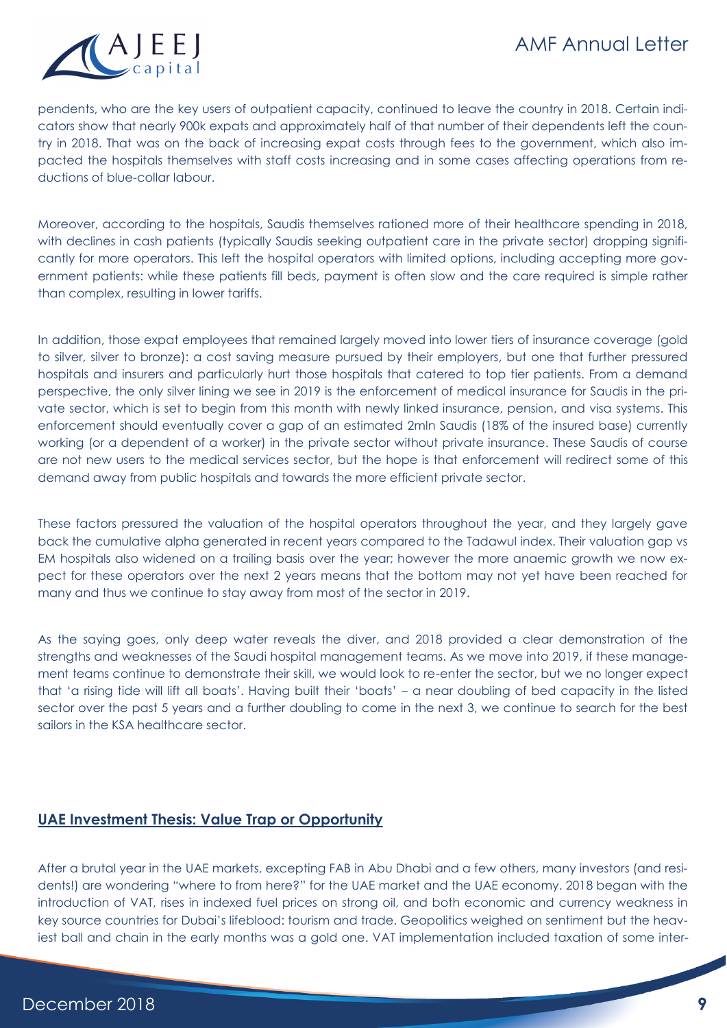pendents, who are the key users of outpatient capacity, continued to leave the country in 2018. Certain indicators show that nearly 900k expats and approximately half of that number of their dependents left the country in 2018. That was on the back of increasing expat costs through fees to the government, which also impacted the hospitals themselves with staff costs increasing and in some cases affecting operations from reductions of blue-collar labour.

Moreover, according to the hospitals, Saudis themselves rationed more of their healthcare spending in 2018, with declines in cash patients (typically Saudis seeking outpatient care in the private sector) dropping significantly for more operators. This left the hospital operators with limited options, including accepting more government patients: while these patients fill beds, payment is often slow and the care required is simple rather than complex, resulting in lower tariffs.

In addition, those expat employees that remained largely moved into lower tiers of insurance coverage (gold to silver, silver to bronze): a cost saving measure pursued by their employers, but one that further pressured hospitals and insurers and particularly hurt those hospitals that catered to top tier patients. From a demand perspective, the only silver lining we see in 2019 is the enforcement of medical insurance for Saudis in the private sector, which is set to begin from this month with newly linked insurance, pension, and visa systems. This enforcement should eventually cover a gap of an estimated 2mln Saudis (18% of the insured base) currently working (or a dependent of a worker) in the private sector without private insurance. These Saudis of course are not new users to the medical services sector, but the hope is that enforcement will redirect some of this demand away from public hospitals and towards the more efficient private sector.

These factors pressured the valuation of the hospital operators throughout the year, and they largely gave back the cumulative alpha generated in recent years compared to the Tadawul index. Their valuation gap vs EM hospitals also widened on a trailing basis over the year; however the more anaemic growth we now expect for these operators over the next 2 years means that the bottom may not yet have been reached for many and thus we continue to stay away from most of the sector in 2019.

As the saying goes, only deep water reveals the diver, and 2018 provided a clear demonstration of the strengths and weaknesses of the Saudi hospital management teams. As we move into 2019, if these management teams continue to demonstrate their skill, we would look to re-enter the sector, but we no longer expect that 'a rising tide will lift all boats'. Having built their 'boats' – a near doubling of bed capacity in the listed sector over the past 5 years and a further doubling to come in the next 3, we continue to search for the best sailors in the KSA healthcare sector.

## UAE Investment Thesis: Value Trap or Opportunity

After a brutal year in the UAE markets, excepting FAB in Abu Dhabi and a few others, many investors (and residents!) are wondering "where to from here?" for the UAE market and the UAE economy. 2018 began with the introduction of VAT, rises in indexed fuel prices on strong oil, and both economic and currency weakness in key source countries for Dubai's lifeblood: tourism and trade. Geopolitics weighed on sentiment but the heaviest ball and chain in the early months was a gold one. VAT implementation included taxation of some inter-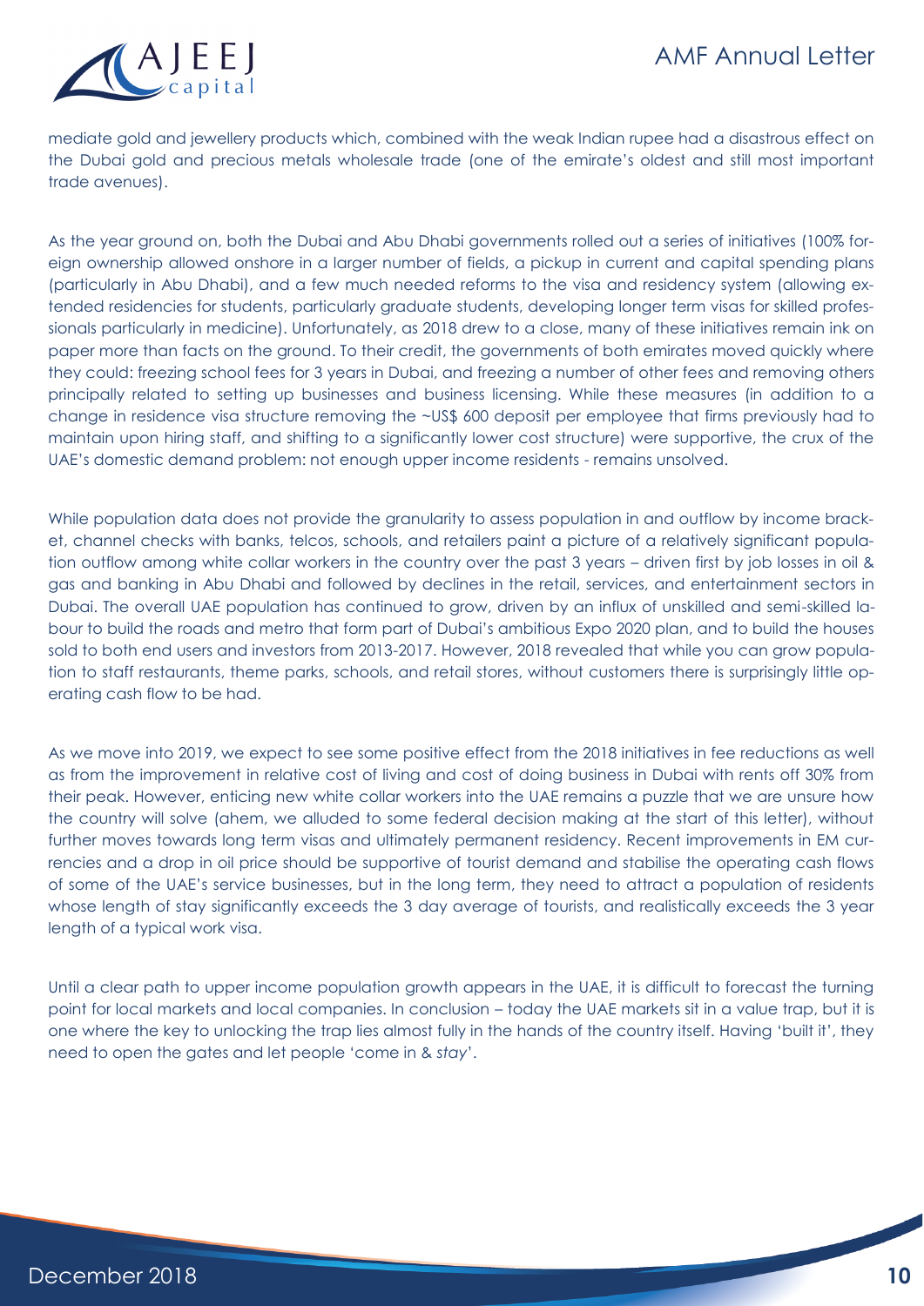mediate gold and jewellery products which, combined with the weak Indian rupee had a disastrous effect on the Dubai gold and precious metals wholesale trade (one of the emirate's oldest and still most important trade avenues).

As the year ground on, both the Dubai and Abu Dhabi governments rolled out a series of initiatives (100% foreign ownership allowed onshore in a larger number of fields, a pickup in current and capital spending plans (particularly in Abu Dhabi), and a few much needed reforms to the visa and residency system (allowing extended residencies for students, particularly graduate students, developing longer term visas for skilled professionals particularly in medicine). Unfortunately, as 2018 drew to a close, many of these initiatives remain ink on paper more than facts on the ground. To their credit, the governments of both emirates moved quickly where they could: freezing school fees for 3 years in Dubai, and freezing a number of other fees and removing others principally related to setting up businesses and business licensing. While these measures (in addition to a change in residence visa structure removing the ~US$ 600 deposit per employee that firms previously had to maintain upon hiring staff, and shifting to a significantly lower cost structure) were supportive, the crux of the UAE's domestic demand problem: not enough upper income residents - remains unsolved.

While population data does not provide the granularity to assess population in and outflow by income bracket, channel checks with banks, telcos, schools, and retailers paint a picture of a relatively significant population outflow among white collar workers in the country over the past 3 years – driven first by job losses in oil & gas and banking in Abu Dhabi and followed by declines in the retail, services, and entertainment sectors in Dubai. The overall UAE population has continued to grow, driven by an influx of unskilled and semi-skilled labour to build the roads and metro that form part of Dubai's ambitious Expo 2020 plan, and to build the houses sold to both end users and investors from 2013-2017. However, 2018 revealed that while you can grow population to staff restaurants, theme parks, schools, and retail stores, without customers there is surprisingly little operating cash flow to be had.

As we move into 2019, we expect to see some positive effect from the 2018 initiatives in fee reductions as well as from the improvement in relative cost of living and cost of doing business in Dubai with rents off 30% from their peak. However, enticing new white collar workers into the UAE remains a puzzle that we are unsure how the country will solve (ahem, we alluded to some federal decision making at the start of this letter), without further moves towards long term visas and ultimately permanent residency. Recent improvements in EM currencies and a drop in oil price should be supportive of tourist demand and stabilise the operating cash flows of some of the UAE's service businesses, but in the long term, they need to attract a population of residents whose length of stay significantly exceeds the 3 day average of tourists, and realistically exceeds the 3 year length of a typical work visa.

Until a clear path to upper income population growth appears in the UAE, it is difficult to forecast the turning point for local markets and local companies. In conclusion – today the UAE markets sit in a value trap, but it is one where the key to unlocking the trap lies almost fully in the hands of the country itself. Having 'built it', they need to open the gates and let people 'come in & *stay*'.